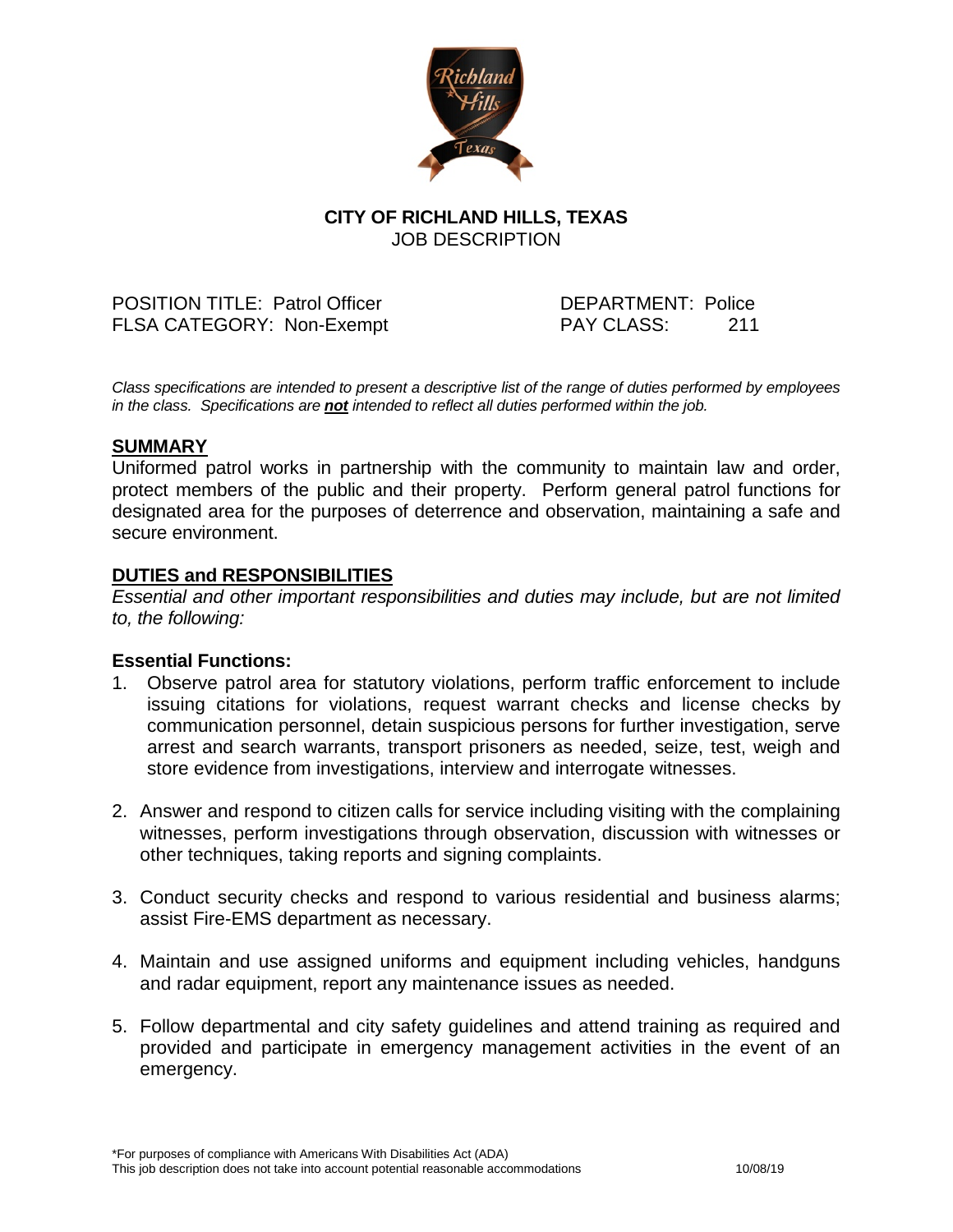**CITY OF RICHLAND HILLS, TEXAS**
JOB DESCRIPTION

POSITION TITLE: Patrol Officer — DEPARTMENT: Police
FLSA CATEGORY: Non-Exempt — PAY CLASS: 211

*Class specifications are intended to present a descriptive list of the range of duties performed by employees in the class. Specifications are **not** intended to reflect all duties performed within the job.*

## SUMMARY

Uniformed patrol works in partnership with the community to maintain law and order, protect members of the public and their property. Perform general patrol functions for designated area for the purposes of deterrence and observation, maintaining a safe and secure environment.

## DUTIES and RESPONSIBILITIES

*Essential and other important responsibilities and duties may include, but are not limited to, the following:*

### Essential Functions:

1. Observe patrol area for statutory violations, perform traffic enforcement to include issuing citations for violations, request warrant checks and license checks by communication personnel, detain suspicious persons for further investigation, serve arrest and search warrants, transport prisoners as needed, seize, test, weigh and store evidence from investigations, interview and interrogate witnesses.

2. Answer and respond to citizen calls for service including visiting with the complaining witnesses, perform investigations through observation, discussion with witnesses or other techniques, taking reports and signing complaints.

3. Conduct security checks and respond to various residential and business alarms; assist Fire-EMS department as necessary.

4. Maintain and use assigned uniforms and equipment including vehicles, handguns and radar equipment, report any maintenance issues as needed.

5. Follow departmental and city safety guidelines and attend training as required and provided and participate in emergency management activities in the event of an emergency.

\*For purposes of compliance with Americans With Disabilities Act (ADA)
This job description does not take into account potential reasonable accommodations 10/08/19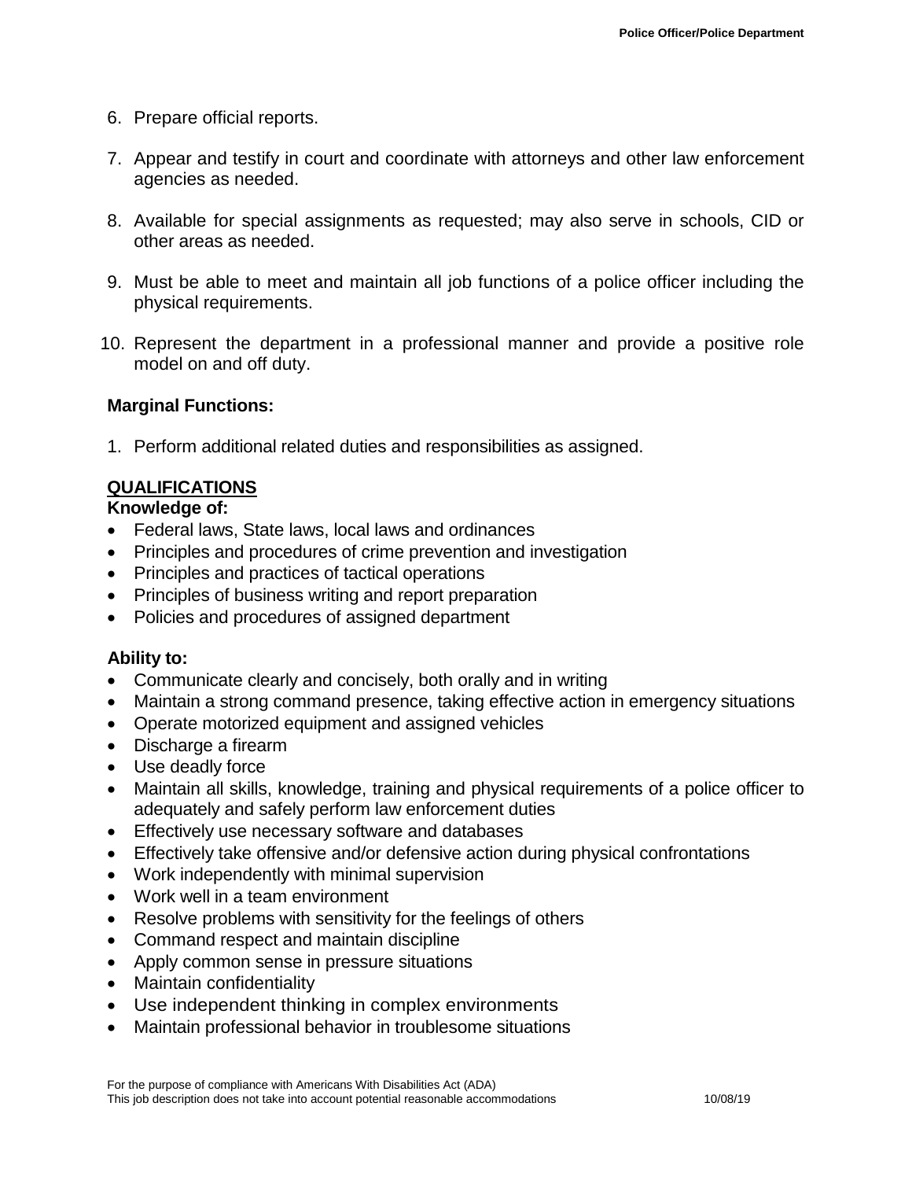6. Prepare official reports.
7. Appear and testify in court and coordinate with attorneys and other law enforcement agencies as needed.
8. Available for special assignments as requested; may also serve in schools, CID or other areas as needed.
9. Must be able to meet and maintain all job functions of a police officer including the physical requirements.
10. Represent the department in a professional manner and provide a positive role model on and off duty.

**Marginal Functions:**

1. Perform additional related duties and responsibilities as assigned.

## QUALIFICATIONS

**Knowledge of:**

- Federal laws, State laws, local laws and ordinances
- Principles and procedures of crime prevention and investigation
- Principles and practices of tactical operations
- Principles of business writing and report preparation
- Policies and procedures of assigned department

**Ability to:**

- Communicate clearly and concisely, both orally and in writing
- Maintain a strong command presence, taking effective action in emergency situations
- Operate motorized equipment and assigned vehicles
- Discharge a firearm
- Use deadly force
- Maintain all skills, knowledge, training and physical requirements of a police officer to adequately and safely perform law enforcement duties
- Effectively use necessary software and databases
- Effectively take offensive and/or defensive action during physical confrontations
- Work independently with minimal supervision
- Work well in a team environment
- Resolve problems with sensitivity for the feelings of others
- Command respect and maintain discipline
- Apply common sense in pressure situations
- Maintain confidentiality
- Use independent thinking in complex environments
- Maintain professional behavior in troublesome situations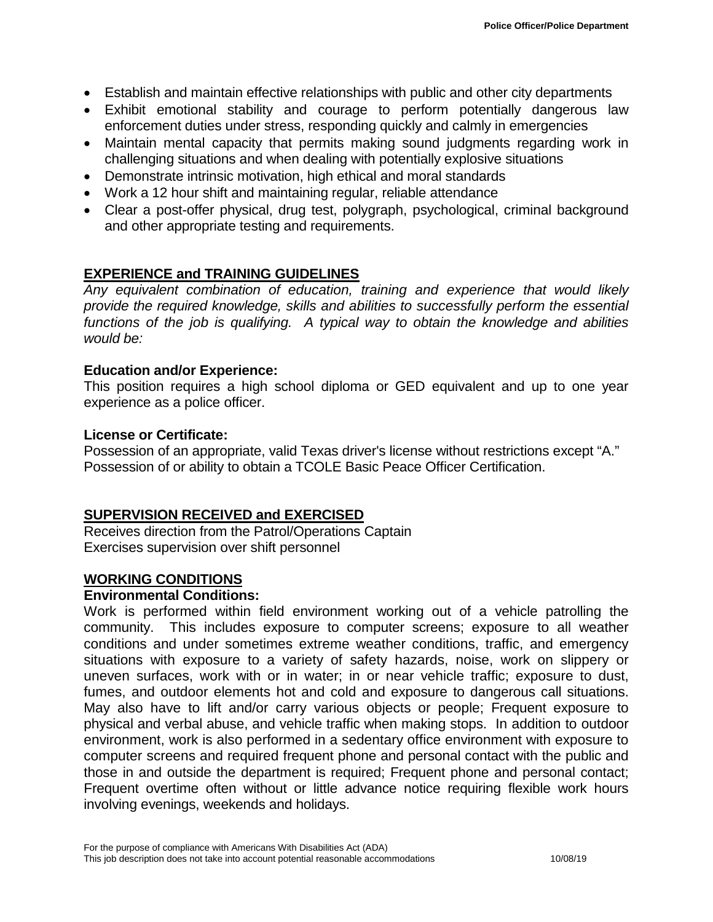- Establish and maintain effective relationships with public and other city departments
- Exhibit emotional stability and courage to perform potentially dangerous law enforcement duties under stress, responding quickly and calmly in emergencies
- Maintain mental capacity that permits making sound judgments regarding work in challenging situations and when dealing with potentially explosive situations
- Demonstrate intrinsic motivation, high ethical and moral standards
- Work a 12 hour shift and maintaining regular, reliable attendance
- Clear a post-offer physical, drug test, polygraph, psychological, criminal background and other appropriate testing and requirements.

## EXPERIENCE and TRAINING GUIDELINES

*Any equivalent combination of education, training and experience that would likely provide the required knowledge, skills and abilities to successfully perform the essential functions of the job is qualifying. A typical way to obtain the knowledge and abilities would be:*

### Education and/or Experience:

This position requires a high school diploma or GED equivalent and up to one year experience as a police officer.

### License or Certificate:

Possession of an appropriate, valid Texas driver's license without restrictions except "A."
Possession of or ability to obtain a TCOLE Basic Peace Officer Certification.

## SUPERVISION RECEIVED and EXERCISED

Receives direction from the Patrol/Operations Captain
Exercises supervision over shift personnel

## WORKING CONDITIONS

### Environmental Conditions:

Work is performed within field environment working out of a vehicle patrolling the community. This includes exposure to computer screens; exposure to all weather conditions and under sometimes extreme weather conditions, traffic, and emergency situations with exposure to a variety of safety hazards, noise, work on slippery or uneven surfaces, work with or in water; in or near vehicle traffic; exposure to dust, fumes, and outdoor elements hot and cold and exposure to dangerous call situations. May also have to lift and/or carry various objects or people; Frequent exposure to physical and verbal abuse, and vehicle traffic when making stops. In addition to outdoor environment, work is also performed in a sedentary office environment with exposure to computer screens and required frequent phone and personal contact with the public and those in and outside the department is required; Frequent phone and personal contact; Frequent overtime often without or little advance notice requiring flexible work hours involving evenings, weekends and holidays.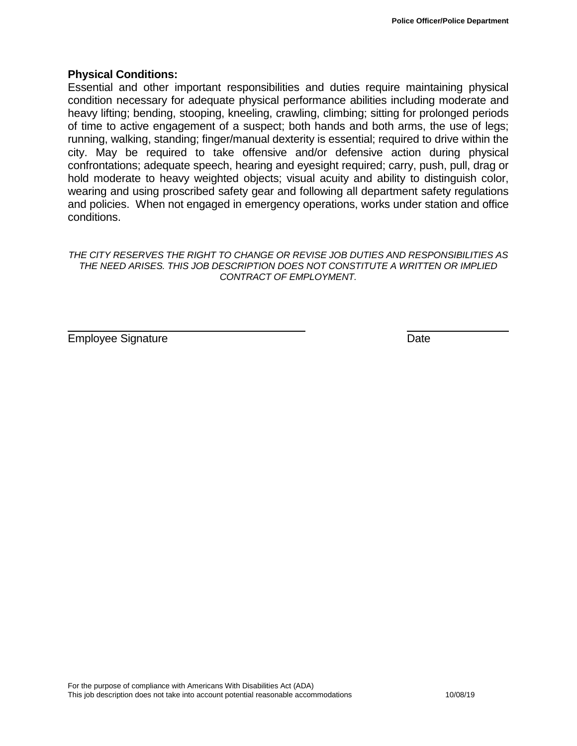**Physical Conditions:**

Essential and other important responsibilities and duties require maintaining physical condition necessary for adequate physical performance abilities including moderate and heavy lifting; bending, stooping, kneeling, crawling, climbing; sitting for prolonged periods of time to active engagement of a suspect; both hands and both arms, the use of legs; running, walking, standing; finger/manual dexterity is essential; required to drive within the city. May be required to take offensive and/or defensive action during physical confrontations; adequate speech, hearing and eyesight required; carry, push, pull, drag or hold moderate to heavy weighted objects; visual acuity and ability to distinguish color, wearing and using proscribed safety gear and following all department safety regulations and policies. When not engaged in emergency operations, works under station and office conditions.

*THE CITY RESERVES THE RIGHT TO CHANGE OR REVISE JOB DUTIES AND RESPONSIBILITIES AS THE NEED ARISES. THIS JOB DESCRIPTION DOES NOT CONSTITUTE A WRITTEN OR IMPLIED CONTRACT OF EMPLOYMENT.*

Employee Signature ______________________________ Date ______________

For the purpose of compliance with Americans With Disabilities Act (ADA)
This job description does not take into account potential reasonable accommodations 10/08/19